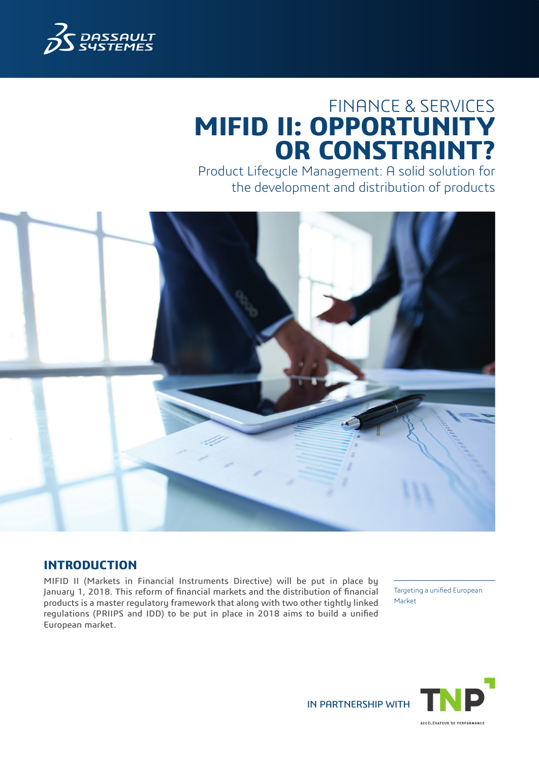FINANCE & SERVICES

# MIFID II: OPPORTUNITY OR CONSTRAINT?

Product Lifecycle Management: A solid solution for the development and distribution of products

## INTRODUCTION

MIFID II (Markets in Financial Instruments Directive) will be put in place by January 1, 2018. This reform of financial markets and the distribution of financial products is a master regulatory framework that along with two other tightly linked regulations (PRIIPS and IDD) to be put in place in 2018 aims to build a unified European market.

Targeting a unified European Market

IN PARTNERSHIP WITH TNP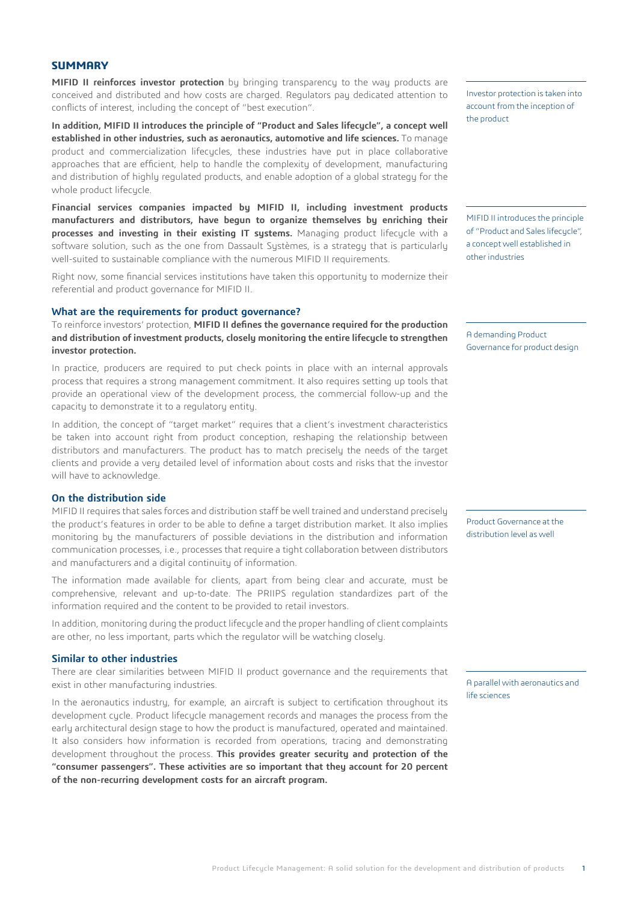## SUMMARY

**MIFID II reinforces investor protection** by bringing transparency to the way products are conceived and distributed and how costs are charged. Regulators pay dedicated attention to conflicts of interest, including the concept of "best execution".

Investor protection is taken into account from the inception of the product

**In addition, MIFID II introduces the principle of "Product and Sales lifecycle", a concept well established in other industries, such as aeronautics, automotive and life sciences.** To manage product and commercialization lifecycles, these industries have put in place collaborative approaches that are efficient, help to handle the complexity of development, manufacturing and distribution of highly regulated products, and enable adoption of a global strategy for the whole product lifecycle.

**Financial services companies impacted by MIFID II, including investment products manufacturers and distributors, have begun to organize themselves by enriching their processes and investing in their existing IT systems.** Managing product lifecycle with a software solution, such as the one from Dassault Systèmes, is a strategy that is particularly well-suited to sustainable compliance with the numerous MIFID II requirements.

MIFID II introduces the principle of "Product and Sales lifecycle", a concept well established in other industries

Right now, some financial services institutions have taken this opportunity to modernize their referential and product governance for MIFID II.

### What are the requirements for product governance?

To reinforce investors' protection, **MIFID II defines the governance required for the production and distribution of investment products, closely monitoring the entire lifecycle to strengthen investor protection.**

A demanding Product Governance for product design

In practice, producers are required to put check points in place with an internal approvals process that requires a strong management commitment. It also requires setting up tools that provide an operational view of the development process, the commercial follow-up and the capacity to demonstrate it to a regulatory entity.

In addition, the concept of "target market" requires that a client's investment characteristics be taken into account right from product conception, reshaping the relationship between distributors and manufacturers. The product has to match precisely the needs of the target clients and provide a very detailed level of information about costs and risks that the investor will have to acknowledge.

### On the distribution side

MIFID II requires that sales forces and distribution staff be well trained and understand precisely the product's features in order to be able to define a target distribution market. It also implies monitoring by the manufacturers of possible deviations in the distribution and information communication processes, i.e., processes that require a tight collaboration between distributors and manufacturers and a digital continuity of information.

Product Governance at the distribution level as well

The information made available for clients, apart from being clear and accurate, must be comprehensive, relevant and up-to-date. The PRIIPS regulation standardizes part of the information required and the content to be provided to retail investors.

In addition, monitoring during the product lifecycle and the proper handling of client complaints are other, no less important, parts which the regulator will be watching closely.

### Similar to other industries

There are clear similarities between MIFID II product governance and the requirements that exist in other manufacturing industries.

A parallel with aeronautics and life sciences

In the aeronautics industry, for example, an aircraft is subject to certification throughout its development cycle. Product lifecycle management records and manages the process from the early architectural design stage to how the product is manufactured, operated and maintained. It also considers how information is recorded from operations, tracing and demonstrating development throughout the process. **This provides greater security and protection of the "consumer passengers". These activities are so important that they account for 20 percent of the non-recurring development costs for an aircraft program.**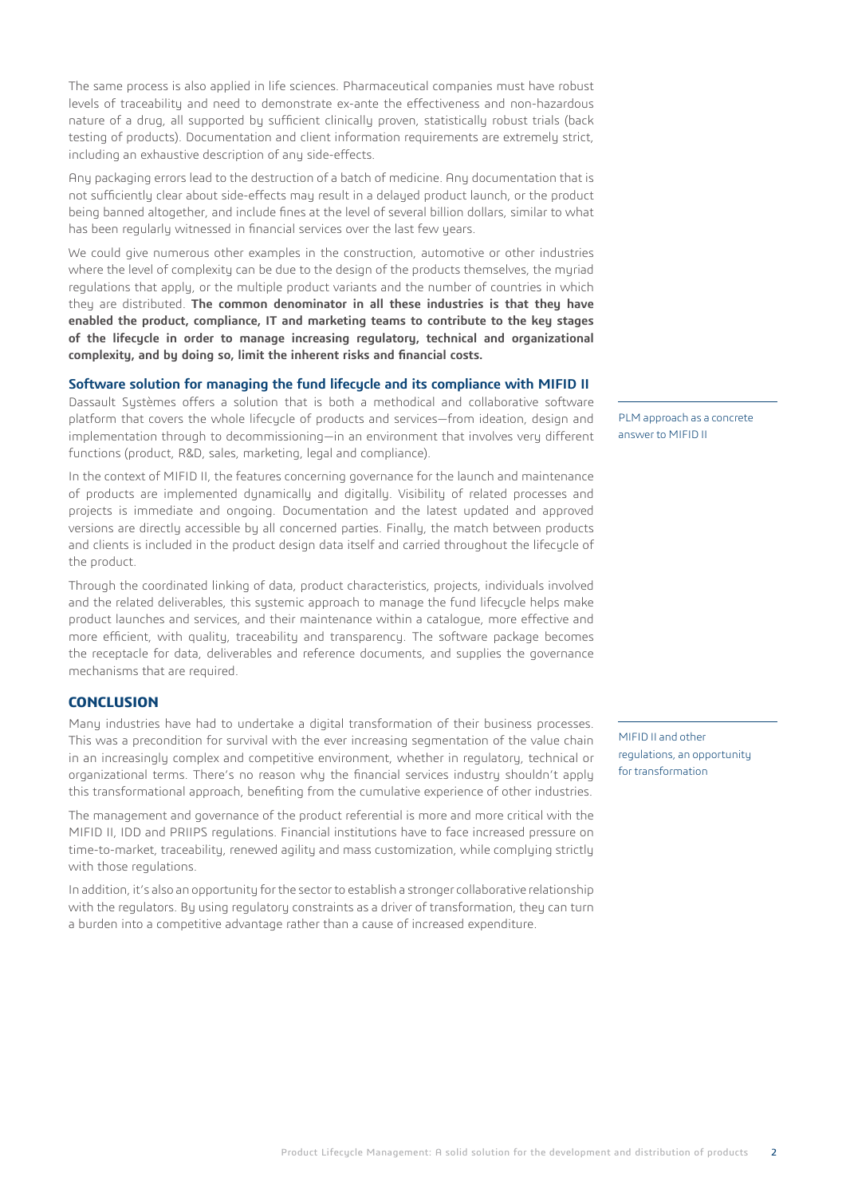The same process is also applied in life sciences. Pharmaceutical companies must have robust levels of traceability and need to demonstrate ex-ante the effectiveness and non-hazardous nature of a drug, all supported by sufficient clinically proven, statistically robust trials (back testing of products). Documentation and client information requirements are extremely strict, including an exhaustive description of any side-effects.

Any packaging errors lead to the destruction of a batch of medicine. Any documentation that is not sufficiently clear about side-effects may result in a delayed product launch, or the product being banned altogether, and include fines at the level of several billion dollars, similar to what has been regularly witnessed in financial services over the last few years.

We could give numerous other examples in the construction, automotive or other industries where the level of complexity can be due to the design of the products themselves, the myriad regulations that apply, or the multiple product variants and the number of countries in which they are distributed. **The common denominator in all these industries is that they have enabled the product, compliance, IT and marketing teams to contribute to the key stages of the lifecycle in order to manage increasing regulatory, technical and organizational complexity, and by doing so, limit the inherent risks and financial costs.**

### Software solution for managing the fund lifecycle and its compliance with MIFID II

PLM approach as a concrete answer to MIFID II

Dassault Systèmes offers a solution that is both a methodical and collaborative software platform that covers the whole lifecycle of products and services—from ideation, design and implementation through to decommissioning—in an environment that involves very different functions (product, R&D, sales, marketing, legal and compliance).

In the context of MIFID II, the features concerning governance for the launch and maintenance of products are implemented dynamically and digitally. Visibility of related processes and projects is immediate and ongoing. Documentation and the latest updated and approved versions are directly accessible by all concerned parties. Finally, the match between products and clients is included in the product design data itself and carried throughout the lifecycle of the product.

Through the coordinated linking of data, product characteristics, projects, individuals involved and the related deliverables, this systemic approach to manage the fund lifecycle helps make product launches and services, and their maintenance within a catalogue, more effective and more efficient, with quality, traceability and transparency. The software package becomes the receptacle for data, deliverables and reference documents, and supplies the governance mechanisms that are required.

## CONCLUSION

MIFID II and other regulations, an opportunity for transformation

Many industries have had to undertake a digital transformation of their business processes. This was a precondition for survival with the ever increasing segmentation of the value chain in an increasingly complex and competitive environment, whether in regulatory, technical or organizational terms. There's no reason why the financial services industry shouldn't apply this transformational approach, benefiting from the cumulative experience of other industries.

The management and governance of the product referential is more and more critical with the MIFID II, IDD and PRIIPS regulations. Financial institutions have to face increased pressure on time-to-market, traceability, renewed agility and mass customization, while complying strictly with those regulations.

In addition, it's also an opportunity for the sector to establish a stronger collaborative relationship with the regulators. By using regulatory constraints as a driver of transformation, they can turn a burden into a competitive advantage rather than a cause of increased expenditure.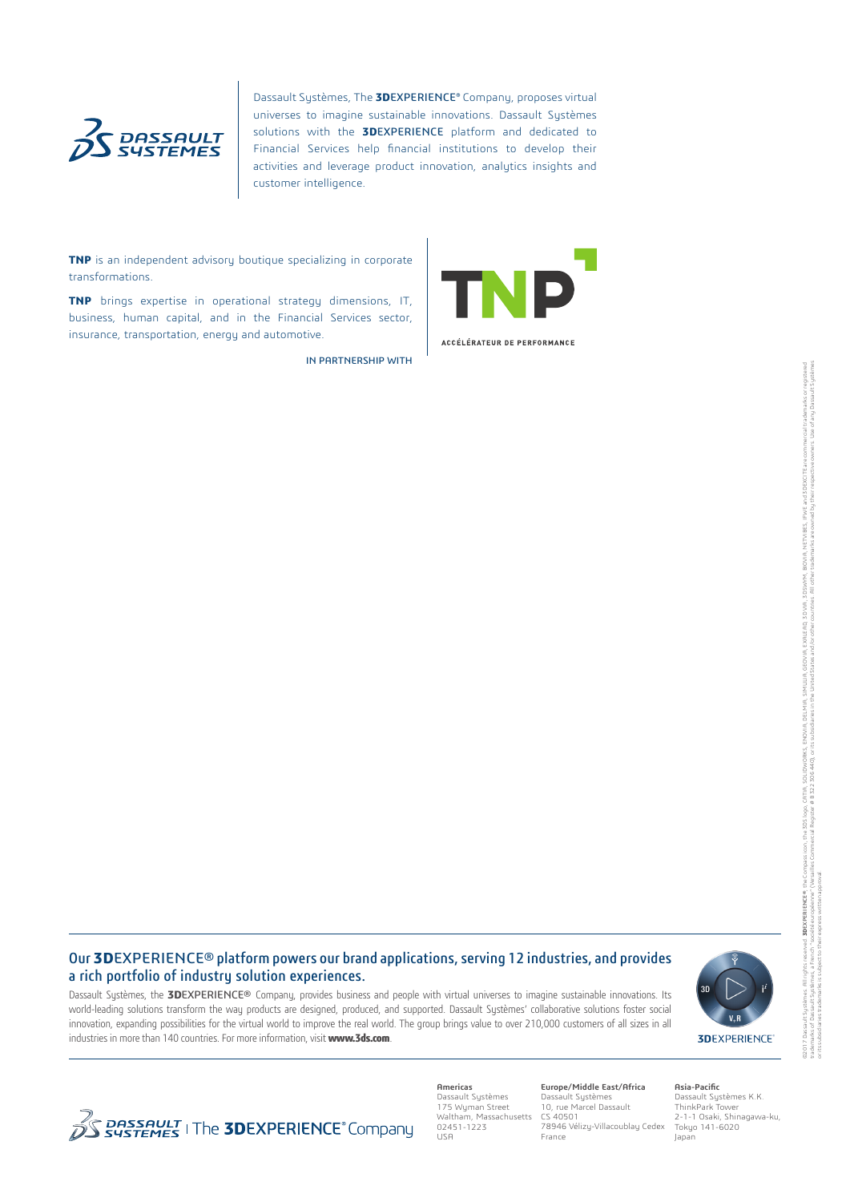Dassault Systèmes, The **3D**EXPERIENCE® Company, proposes virtual universes to imagine sustainable innovations. Dassault Systèmes solutions with the **3D**EXPERIENCE platform and dedicated to Financial Services help financial institutions to develop their activities and leverage product innovation, analytics insights and customer intelligence.

**TNP** is an independent advisory boutique specializing in corporate transformations.

**TNP** brings expertise in operational strategy dimensions, IT, business, human capital, and in the Financial Services sector, insurance, transportation, energy and automotive.

IN PARTNERSHIP WITH

TNP

ACCÉLÉRATEUR DE PERFORMANCE

## Our 3DEXPERIENCE® platform powers our brand applications, serving 12 industries, and provides a rich portfolio of industry solution experiences.

Dassault Systèmes, the **3D**EXPERIENCE® Company, provides business and people with virtual universes to imagine sustainable innovations. Its world-leading solutions transform the way products are designed, produced, and supported. Dassault Systèmes' collaborative solutions foster social innovation, expanding possibilities for the virtual world to improve the real world. The group brings value to over 210,000 customers of all sizes in all industries in more than 140 countries. For more information, visit **www.3ds.com**.

DASSAULT SYSTEMES | The **3D**EXPERIENCE® Company

**Americas**
Dassault Systèmes
175 Wyman Street
Waltham, Massachusetts
02451-1223
USA

**Europe/Middle East/Africa**
Dassault Systèmes
10, rue Marcel Dassault
CS 40501
78946 Vélizy-Villacoublay Cedex
France

**Asia-Pacific**
Dassault Systèmes K.K.
ThinkPark Tower
2-1-1 Osaki, Shinagawa-ku,
Tokyo 141-6020
Japan